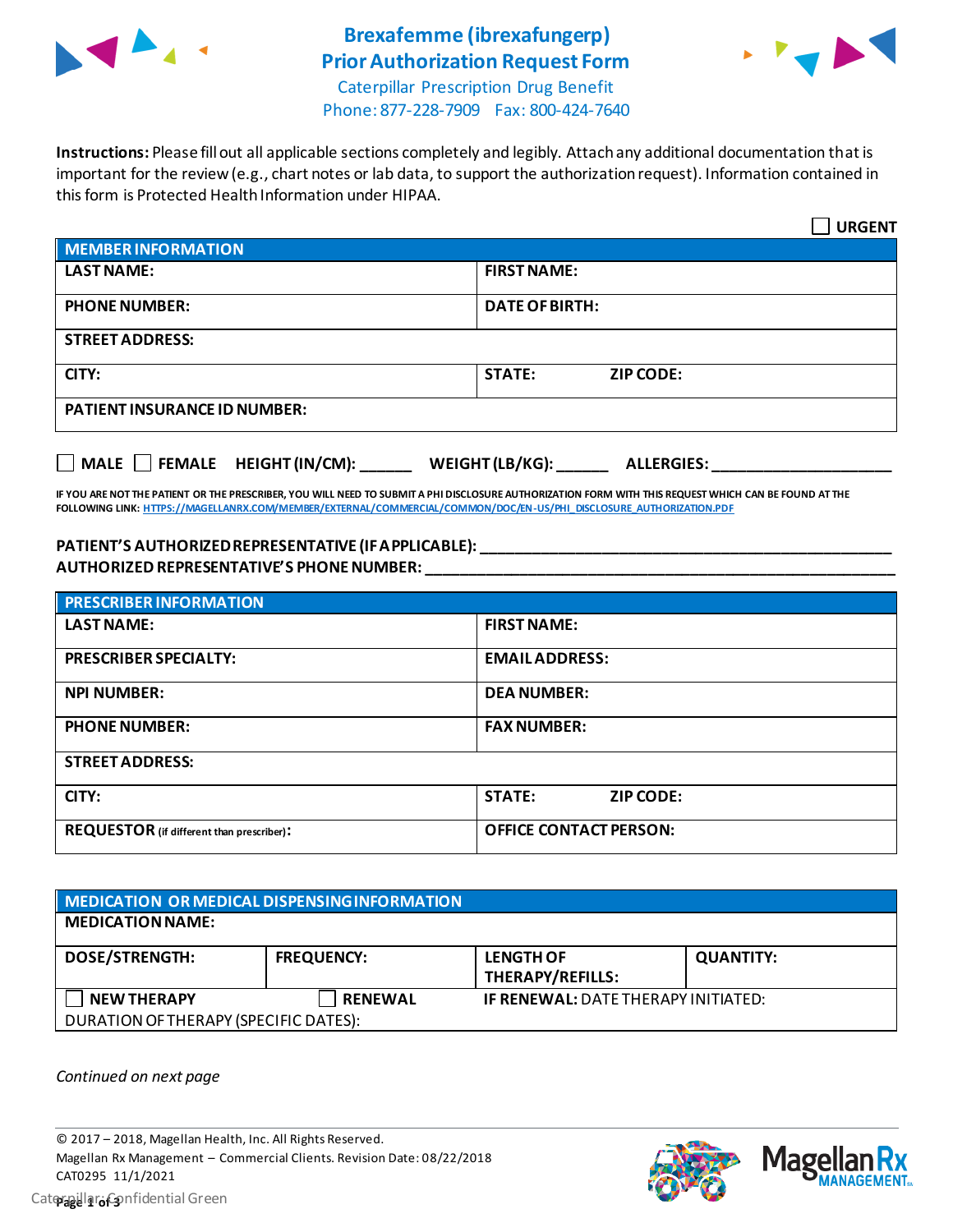# Brexafemme (ibrexafungerp)
# Prior Authorization Request Form

Caterpillar Prescription Drug Benefit
Phone: 877-228-7909  Fax: 800-424-7640

**Instructions:** Please fill out all applicable sections completely and legibly. Attach any additional documentation that is important for the review (e.g., chart notes or lab data, to support the authorization request). Information contained in this form is Protected Health Information under HIPAA.

☐ **URGENT**

| **MEMBER INFORMATION** | | |
|---|---|---|
| **LAST NAME:** | **FIRST NAME:** | |
| **PHONE NUMBER:** | **DATE OF BIRTH:** | |
| **STREET ADDRESS:** | | |
| **CITY:** | **STATE:** | **ZIP CODE:** |
| **PATIENT INSURANCE ID NUMBER:** | | |

☐ **MALE** ☐ **FEMALE** **HEIGHT (IN/CM):** ______ **WEIGHT (LB/KG):** ______ **ALLERGIES:** ____________________

**IF YOU ARE NOT THE PATIENT OR THE PRESCRIBER, YOU WILL NEED TO SUBMIT A PHI DISCLOSURE AUTHORIZATION FORM WITH THIS REQUEST WHICH CAN BE FOUND AT THE FOLLOWING LINK: HTTPS://MAGELLANRX.COM/MEMBER/EXTERNAL/COMMERCIAL/COMMON/DOC/EN-US/PHI_DISCLOSURE_AUTHORIZATION.PDF**

**PATIENT'S AUTHORIZED REPRESENTATIVE (IF APPLICABLE):** ____________________________________________
**AUTHORIZED REPRESENTATIVE'S PHONE NUMBER:** ____________________________________________

| **PRESCRIBER INFORMATION** | | |
|---|---|---|
| **LAST NAME:** | **FIRST NAME:** | |
| **PRESCRIBER SPECIALTY:** | **EMAIL ADDRESS:** | |
| **NPI NUMBER:** | **DEA NUMBER:** | |
| **PHONE NUMBER:** | **FAX NUMBER:** | |
| **STREET ADDRESS:** | | |
| **CITY:** | **STATE:** | **ZIP CODE:** |
| **REQUESTOR** (if different than prescriber)**:** | **OFFICE CONTACT PERSON:** | |

| **MEDICATION OR MEDICAL DISPENSING INFORMATION** | | | |
|---|---|---|---|
| **MEDICATION NAME:** | | | |
| **DOSE/STRENGTH:** | **FREQUENCY:** | **LENGTH OF THERAPY/REFILLS:** | **QUANTITY:** |
| ☐ **NEW THERAPY** | ☐ **RENEWAL** | **IF RENEWAL:** DATE THERAPY INITIATED: | |
| DURATION OF THERAPY (SPECIFIC DATES): | | | |

*Continued on next page*

© 2017 – 2018, Magellan Health, Inc. All Rights Reserved.
Magellan Rx Management – Commercial Clients. Revision Date: 08/22/2018
CAT0295 11/1/2021
Caterpillar Confidential Green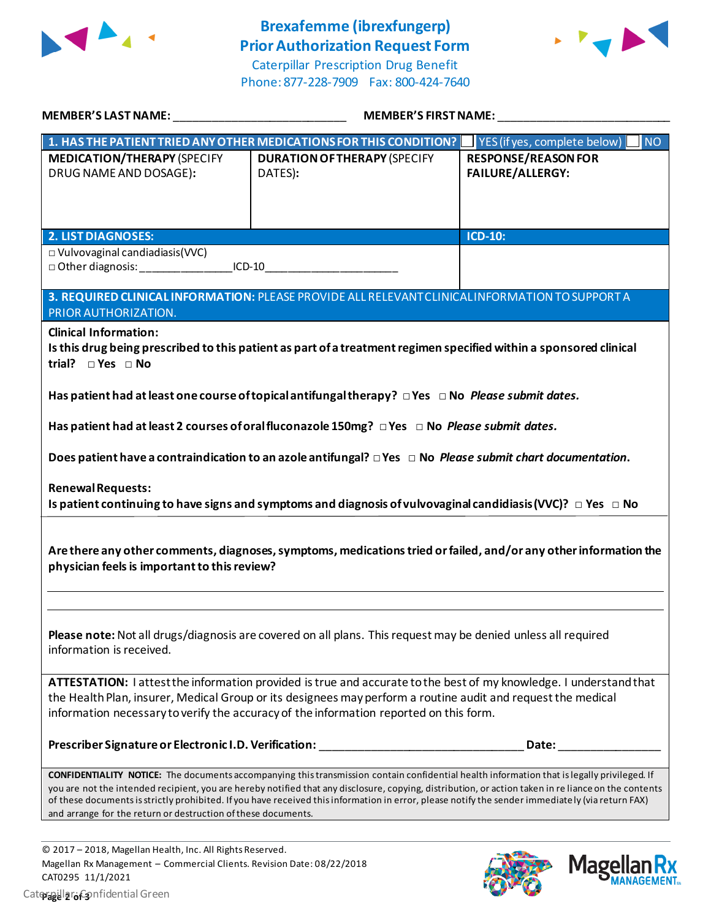# Brexafemme (ibrexfungerp) Prior Authorization Request Form

Caterpillar Prescription Drug Benefit
Phone: 877-228-7909 Fax: 800-424-7640

**MEMBER'S LAST NAME:** ___________________________ **MEMBER'S FIRST NAME:** ___________________________

| **1. HAS THE PATIENT TRIED ANY OTHER MEDICATIONS FOR THIS CONDITION?** | ☐ YES (if yes, complete below) | ☐ NO |
|---|---|---|
| **MEDICATION/THERAPY** (SPECIFY DRUG NAME AND DOSAGE): | **DURATION OF THERAPY** (SPECIFY DATES): | **RESPONSE/REASON FOR FAILURE/ALLERGY:** |
| | | |

| **2. LIST DIAGNOSES:** | **ICD-10:** |
|---|---|
| □ Vulvovaginal candiadiasis(VVC)<br>□ Other diagnosis: _______________ICD-10_____________________ | |

**3. REQUIRED CLINICAL INFORMATION:** PLEASE PROVIDE ALL RELEVANT CLINICAL INFORMATION TO SUPPORT A PRIOR AUTHORIZATION.

**Clinical Information:**

**Is this drug being prescribed to this patient as part of a treatment regimen specified within a sponsored clinical trial?** □ **Yes** □ **No**

**Has patient had at least one course of topical antifungal therapy?** □ **Yes** □ **No** ***Please submit dates.***

**Has patient had at least 2 courses of oral fluconazole 150mg?** □ **Yes** □ **No** ***Please submit dates.***

**Does patient have a contraindication to an azole antifungal?** □ **Yes** □ **No** ***Please submit chart documentation.***

**Renewal Requests:**

**Is patient continuing to have signs and symptoms and diagnosis of vulvovaginal candidiasis (VVC)?** □ **Yes** □ **No**

**Are there any other comments, diagnoses, symptoms, medications tried or failed, and/or any other information the physician feels is important to this review?**

_____________________________________________________________________________

_____________________________________________________________________________

**Please note:** Not all drugs/diagnosis are covered on all plans. This request may be denied unless all required information is received.

**ATTESTATION:** I attest the information provided is true and accurate to the best of my knowledge. I understand that the Health Plan, insurer, Medical Group or its designees may perform a routine audit and request the medical information necessary to verify the accuracy of the information reported on this form.

**Prescriber Signature or Electronic I.D. Verification:** _________________________________ **Date:** ________________

**CONFIDENTIALITY NOTICE:** The documents accompanying this transmission contain confidential health information that is legally privileged. If you are not the intended recipient, you are hereby notified that any disclosure, copying, distribution, or action taken in reliance on the contents of these documents is strictly prohibited. If you have received this information in error, please notify the sender immediately (via return FAX) and arrange for the return or destruction of these documents.

© 2017 – 2018, Magellan Health, Inc. All Rights Reserved.
Magellan Rx Management – Commercial Clients. Revision Date: 08/22/2018
CAT0295 11/1/2021

Caterpillar: Confidential Green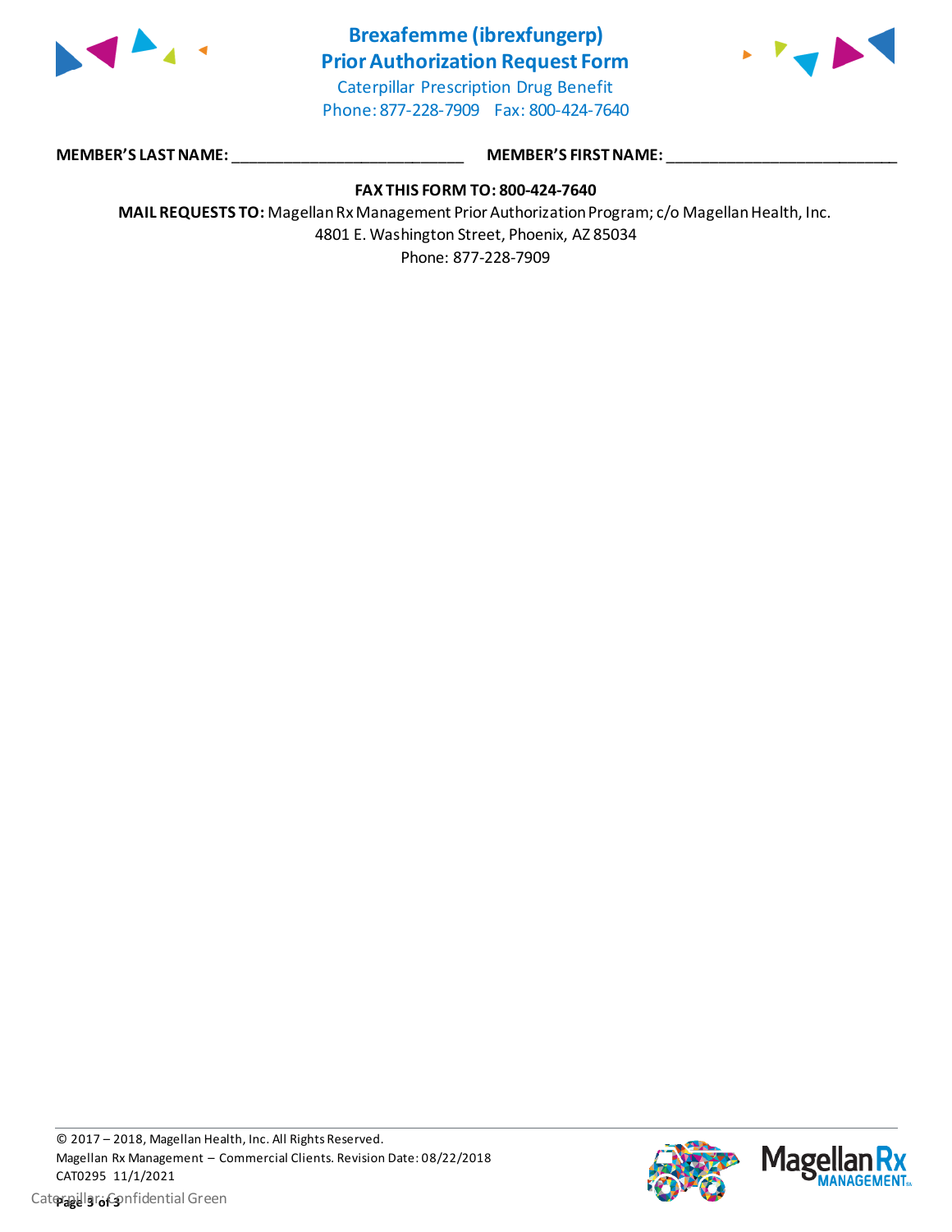# Brexafemme (ibrexfungerp)
## Prior Authorization Request Form

Caterpillar Prescription Drug Benefit

Phone: 877-228-7909 Fax: 800-424-7640

**MEMBER'S LAST NAME:** ___________________________ **MEMBER'S FIRST NAME:** ___________________________

**FAX THIS FORM TO: 800-424-7640**

**MAIL REQUESTS TO:** Magellan Rx Management Prior Authorization Program; c/o Magellan Health, Inc.
4801 E. Washington Street, Phoenix, AZ 85034
Phone: 877-228-7909

© 2017 – 2018, Magellan Health, Inc. All Rights Reserved.
Magellan Rx Management – Commercial Clients. Revision Date: 08/22/2018
CAT0295 11/1/2021

Caterpillar: Confidential Green